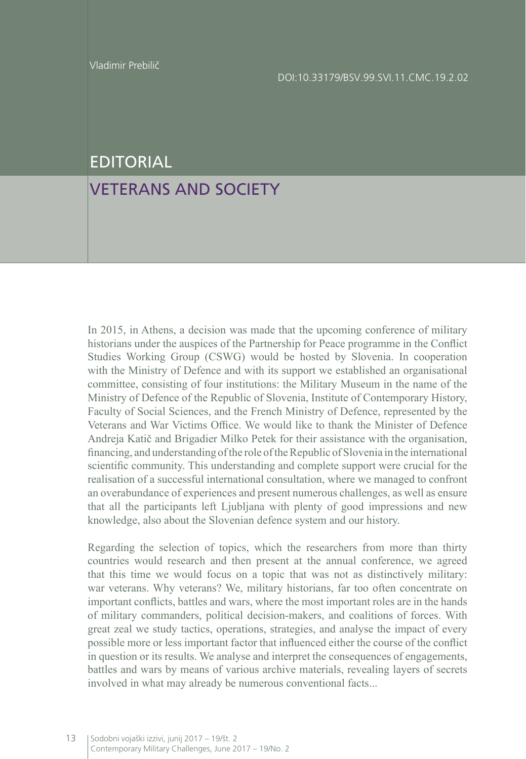Vladimir Prebilič

DOI:10.33179/BSV.99.SVI.11.CMC.19.2.02

# EDITORIAL

## VETERANS AND SOCIETY

In 2015, in Athens, a decision was made that the upcoming conference of military historians under the auspices of the Partnership for Peace programme in the Conflict Studies Working Group (CSWG) would be hosted by Slovenia. In cooperation with the Ministry of Defence and with its support we established an organisational committee, consisting of four institutions: the Military Museum in the name of the Ministry of Defence of the Republic of Slovenia, Institute of Contemporary History, Faculty of Social Sciences, and the French Ministry of Defence, represented by the Veterans and War Victims Office. We would like to thank the Minister of Defence Andreja Katič and Brigadier Milko Petek for their assistance with the organisation, financing, and understanding of the role of the Republic of Slovenia in the international scientific community. This understanding and complete support were crucial for the realisation of a successful international consultation, where we managed to confront an overabundance of experiences and present numerous challenges, as well as ensure that all the participants left Ljubljana with plenty of good impressions and new knowledge, also about the Slovenian defence system and our history.

Regarding the selection of topics, which the researchers from more than thirty countries would research and then present at the annual conference, we agreed that this time we would focus on a topic that was not as distinctively military: war veterans. Why veterans? We, military historians, far too often concentrate on important conflicts, battles and wars, where the most important roles are in the hands of military commanders, political decision-makers, and coalitions of forces. With great zeal we study tactics, operations, strategies, and analyse the impact of every possible more or less important factor that influenced either the course of the conflict in question or its results. We analyse and interpret the consequences of engagements, battles and wars by means of various archive materials, revealing layers of secrets involved in what may already be numerous conventional facts...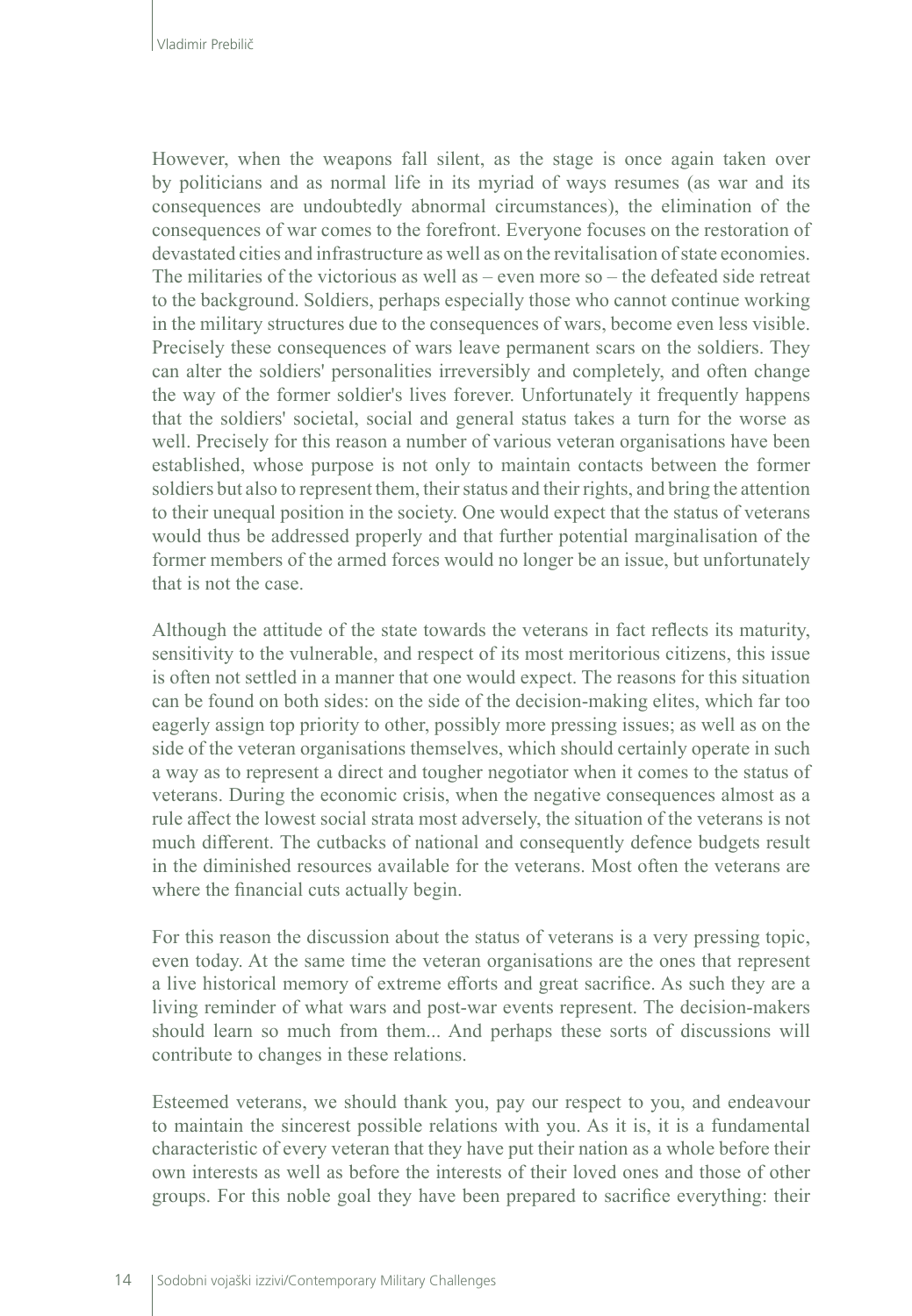However, when the weapons fall silent, as the stage is once again taken over by politicians and as normal life in its myriad of ways resumes (as war and its consequences are undoubtedly abnormal circumstances), the elimination of the consequences of war comes to the forefront. Everyone focuses on the restoration of devastated cities and infrastructure as well as on the revitalisation of state economies. The militaries of the victorious as well as – even more so – the defeated side retreat to the background. Soldiers, perhaps especially those who cannot continue working in the military structures due to the consequences of wars, become even less visible. Precisely these consequences of wars leave permanent scars on the soldiers. They can alter the soldiers' personalities irreversibly and completely, and often change the way of the former soldier's lives forever. Unfortunately it frequently happens that the soldiers' societal, social and general status takes a turn for the worse as well. Precisely for this reason a number of various veteran organisations have been established, whose purpose is not only to maintain contacts between the former soldiers but also to represent them, their status and their rights, and bring the attention to their unequal position in the society. One would expect that the status of veterans would thus be addressed properly and that further potential marginalisation of the former members of the armed forces would no longer be an issue, but unfortunately that is not the case.

Although the attitude of the state towards the veterans in fact reflects its maturity, sensitivity to the vulnerable, and respect of its most meritorious citizens, this issue is often not settled in a manner that one would expect. The reasons for this situation can be found on both sides: on the side of the decision-making elites, which far too eagerly assign top priority to other, possibly more pressing issues; as well as on the side of the veteran organisations themselves, which should certainly operate in such a way as to represent a direct and tougher negotiator when it comes to the status of veterans. During the economic crisis, when the negative consequences almost as a rule affect the lowest social strata most adversely, the situation of the veterans is not much different. The cutbacks of national and consequently defence budgets result in the diminished resources available for the veterans. Most often the veterans are where the financial cuts actually begin.

For this reason the discussion about the status of veterans is a very pressing topic, even today. At the same time the veteran organisations are the ones that represent a live historical memory of extreme efforts and great sacrifice. As such they are a living reminder of what wars and post-war events represent. The decision-makers should learn so much from them... And perhaps these sorts of discussions will contribute to changes in these relations.

Esteemed veterans, we should thank you, pay our respect to you, and endeavour to maintain the sincerest possible relations with you. As it is, it is a fundamental characteristic of every veteran that they have put their nation as a whole before their own interests as well as before the interests of their loved ones and those of other groups. For this noble goal they have been prepared to sacrifice everything: their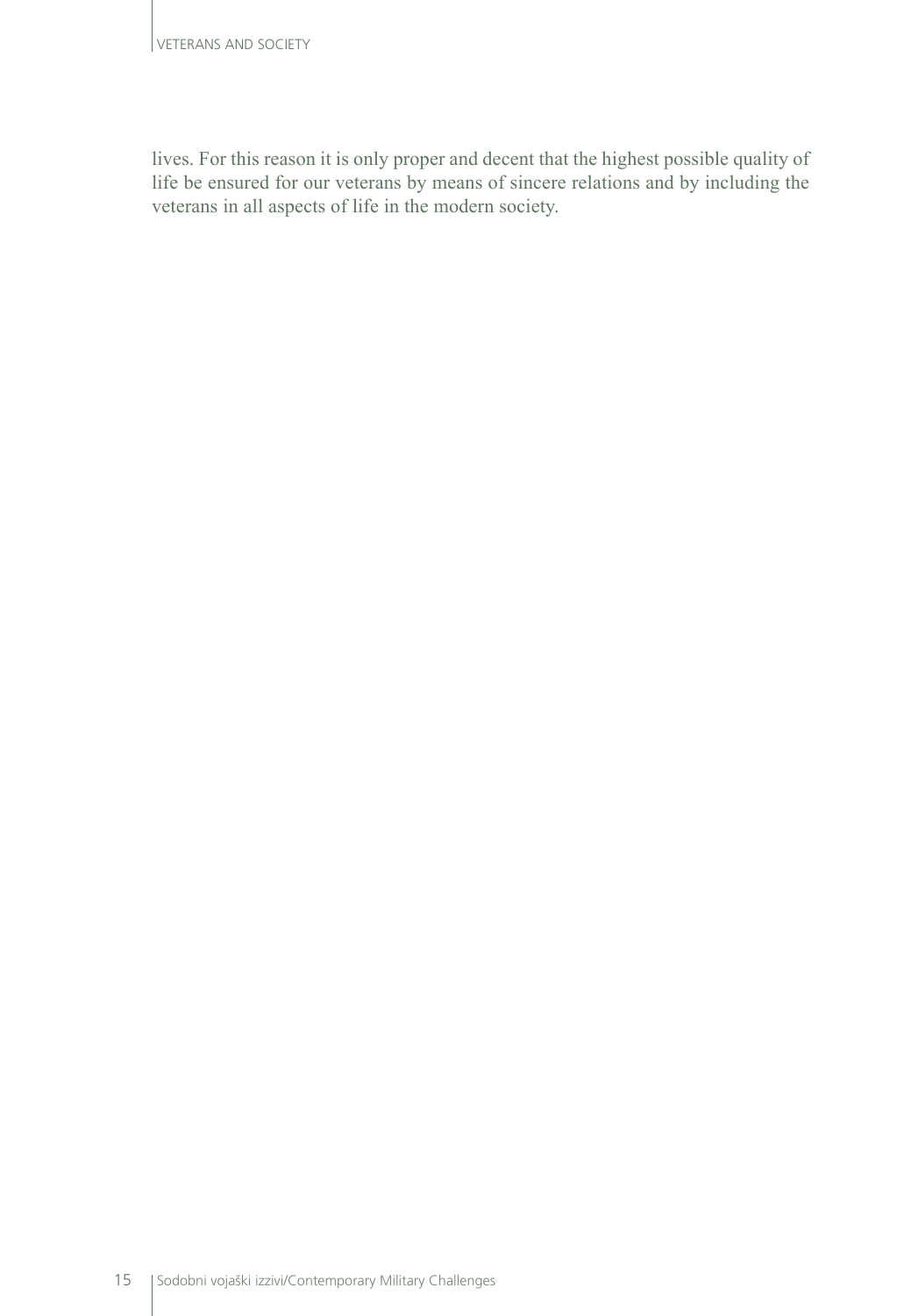lives. For this reason it is only proper and decent that the highest possible quality of life be ensured for our veterans by means of sincere relations and by including the veterans in all aspects of life in the modern society.